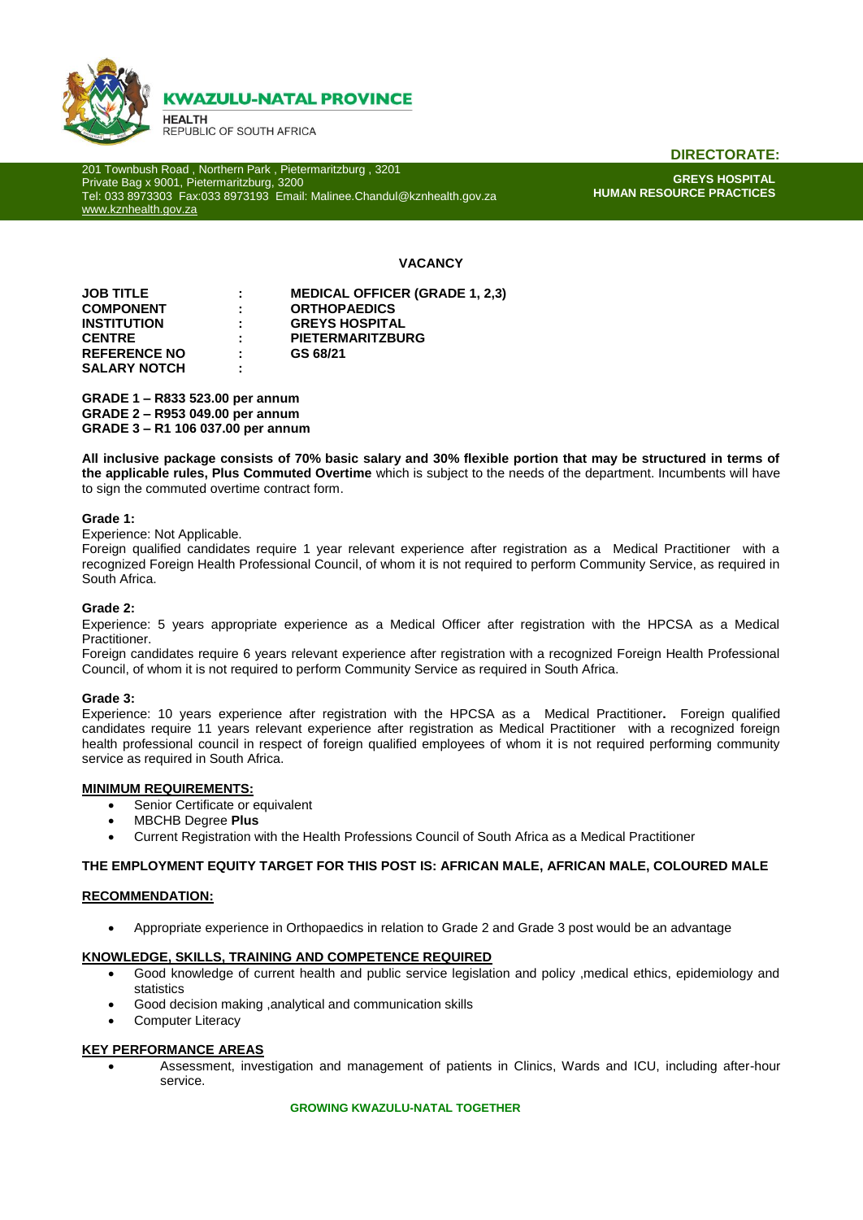**KWAZULU-NATAL PROVINCE**

**HEALTH**
REPUBLIC OF SOUTH AFRICA

**DIRECTORATE:**

201 Townbush Road , Northern Park , Pietermaritzburg , 3201
Private Bag x 9001, Pietermaritzburg, 3200
Tel: 033 8973303 Fax:033 8973193 Email: Malinee.Chandul@kznhealth.gov.za
www.kznhealth.gov.za

**GREYS HOSPITAL**
**HUMAN RESOURCE PRACTICES**

## VACANCY

| | | |
|---|---|---|
| **JOB TITLE** | : | **MEDICAL OFFICER (GRADE 1, 2,3)** |
| **COMPONENT** | : | **ORTHOPAEDICS** |
| **INSTITUTION** | : | **GREYS HOSPITAL** |
| **CENTRE** | : | **PIETERMARITZBURG** |
| **REFERENCE NO** | : | **GS 68/21** |
| **SALARY NOTCH** | : | |

**GRADE 1 – R833 523.00 per annum**
**GRADE 2 – R953 049.00 per annum**
**GRADE 3 – R1 106 037.00 per annum**

**All inclusive package consists of 70% basic salary and 30% flexible portion that may be structured in terms of the applicable rules, Plus Commuted Overtime** which is subject to the needs of the department. Incumbents will have to sign the commuted overtime contract form.

**Grade 1:**

Experience: Not Applicable.
Foreign qualified candidates require 1 year relevant experience after registration as a Medical Practitioner with a recognized Foreign Health Professional Council, of whom it is not required to perform Community Service, as required in South Africa.

**Grade 2:**

Experience: 5 years appropriate experience as a Medical Officer after registration with the HPCSA as a Medical Practitioner.
Foreign candidates require 6 years relevant experience after registration with a recognized Foreign Health Professional Council, of whom it is not required to perform Community Service as required in South Africa.

**Grade 3:**

Experience: 10 years experience after registration with the HPCSA as a Medical Practitioner**.** Foreign qualified candidates require 11 years relevant experience after registration as Medical Practitioner with a recognized foreign health professional council in respect of foreign qualified employees of whom it is not required performing community service as required in South Africa.

**MINIMUM REQUIREMENTS:**

- Senior Certificate or equivalent
- MBCHB Degree **Plus**
- Current Registration with the Health Professions Council of South Africa as a Medical Practitioner

**THE EMPLOYMENT EQUITY TARGET FOR THIS POST IS: AFRICAN MALE, AFRICAN MALE, COLOURED MALE**

**RECOMMENDATION:**

- Appropriate experience in Orthopaedics in relation to Grade 2 and Grade 3 post would be an advantage

**KNOWLEDGE, SKILLS, TRAINING AND COMPETENCE REQUIRED**

- Good knowledge of current health and public service legislation and policy ,medical ethics, epidemiology and statistics
- Good decision making ,analytical and communication skills
- Computer Literacy

**KEY PERFORMANCE AREAS**

- Assessment, investigation and management of patients in Clinics, Wards and ICU, including after-hour service.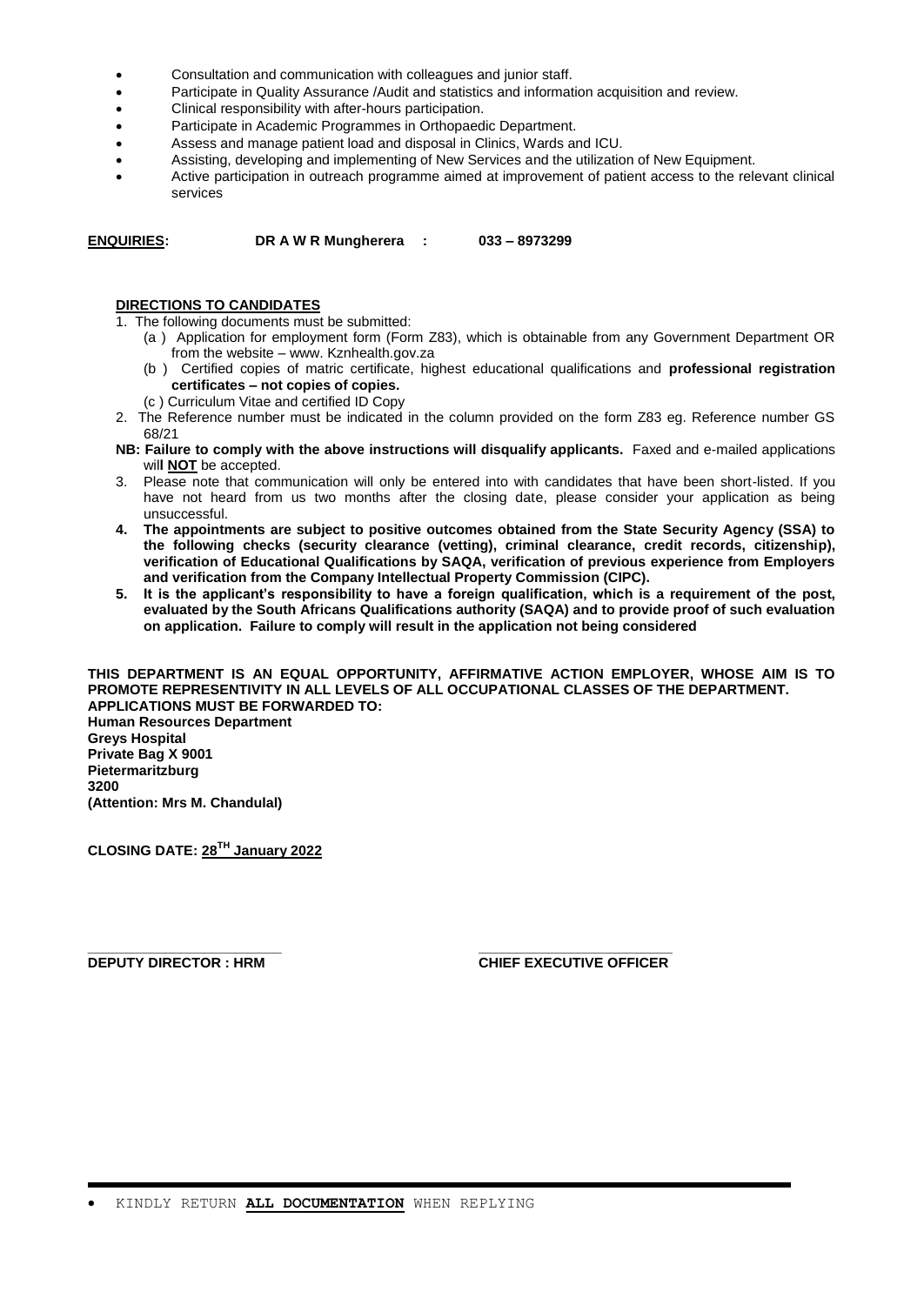- Consultation and communication with colleagues and junior staff.
- Participate in Quality Assurance /Audit and statistics and information acquisition and review.
- Clinical responsibility with after-hours participation.
- Participate in Academic Programmes in Orthopaedic Department.
- Assess and manage patient load and disposal in Clinics, Wards and ICU.
- Assisting, developing and implementing of New Services and the utilization of New Equipment.
- Active participation in outreach programme aimed at improvement of patient access to the relevant clinical services

**ENQUIRIES:** **DR A W R Mungherera : 033 – 8973299**

**DIRECTIONS TO CANDIDATES**

1. The following documents must be submitted:
   (a ) Application for employment form (Form Z83), which is obtainable from any Government Department OR from the website – www. Kznhealth.gov.za
   (b ) Certified copies of matric certificate, highest educational qualifications and **professional registration certificates – not copies of copies.**
   (c ) Curriculum Vitae and certified ID Copy
2. The Reference number must be indicated in the column provided on the form Z83 eg. Reference number GS 68/21

**NB: Failure to comply with the above instructions will disqualify applicants.** Faxed and e-mailed applications will **NOT** be accepted.

3. Please note that communication will only be entered into with candidates that have been short-listed. If you have not heard from us two months after the closing date, please consider your application as being unsuccessful.
4. **The appointments are subject to positive outcomes obtained from the State Security Agency (SSA) to the following checks (security clearance (vetting), criminal clearance, credit records, citizenship), verification of Educational Qualifications by SAQA, verification of previous experience from Employers and verification from the Company Intellectual Property Commission (CIPC).**
5. **It is the applicant's responsibility to have a foreign qualification, which is a requirement of the post, evaluated by the South Africans Qualifications authority (SAQA) and to provide proof of such evaluation on application. Failure to comply will result in the application not being considered**

**THIS DEPARTMENT IS AN EQUAL OPPORTUNITY, AFFIRMATIVE ACTION EMPLOYER, WHOSE AIM IS TO PROMOTE REPRESENTIVITY IN ALL LEVELS OF ALL OCCUPATIONAL CLASSES OF THE DEPARTMENT.**
**APPLICATIONS MUST BE FORWARDED TO:**
**Human Resources Department**
**Greys Hospital**
**Private Bag X 9001**
**Pietermaritzburg**
**3200**
**(Attention: Mrs M. Chandulal)**

**CLOSING DATE: 28TH January 2022**

**DEPUTY DIRECTOR : HRM** **CHIEF EXECUTIVE OFFICER**

- KINDLY RETURN **ALL DOCUMENTATION** WHEN REPLYING